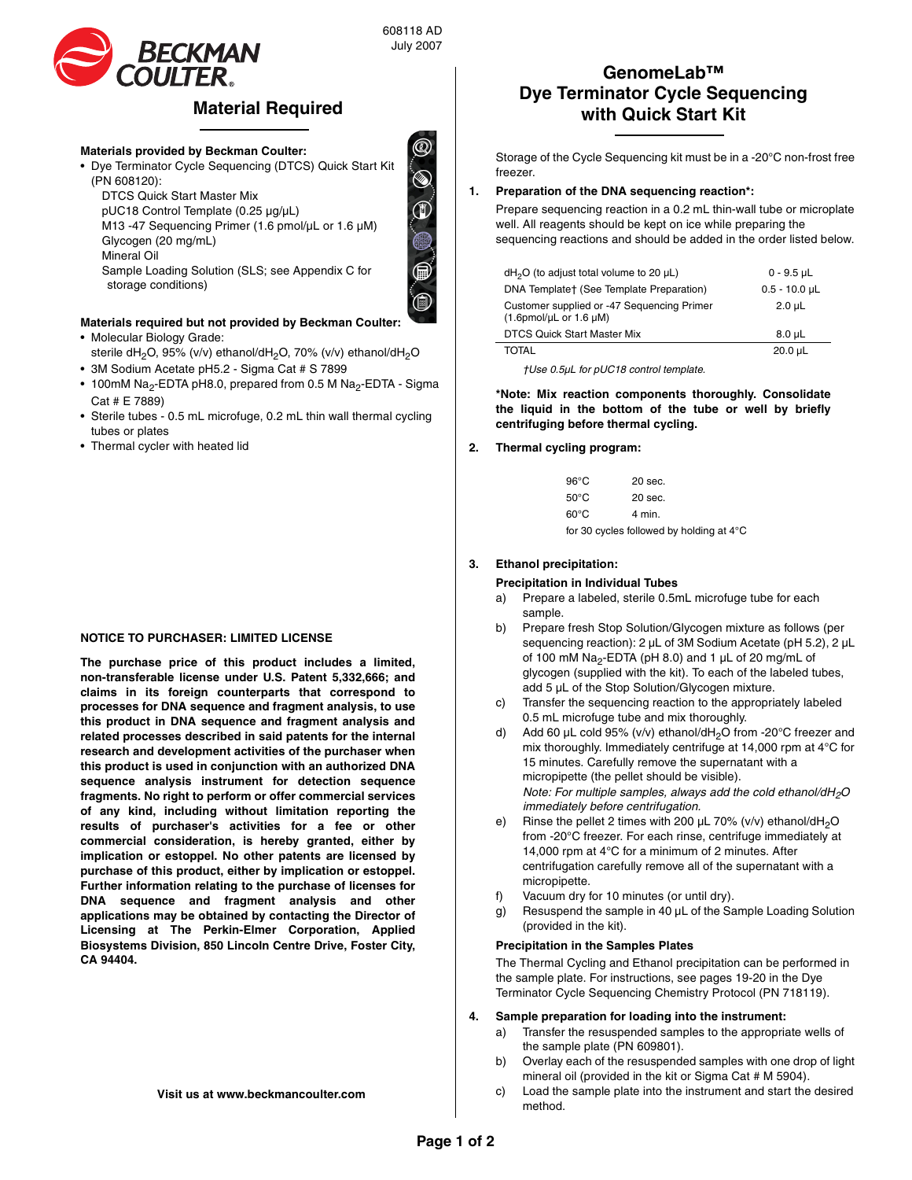608118 AD
July 2007

# Material Required

**Materials provided by Beckman Coulter:**

- Dye Terminator Cycle Sequencing (DTCS) Quick Start Kit (PN 608120):
  - DTCS Quick Start Master Mix
  - pUC18 Control Template (0.25 µg/µL)
  - M13 -47 Sequencing Primer (1.6 pmol/µL or 1.6 µM)
  - Glycogen (20 mg/mL)
  - Mineral Oil
  - Sample Loading Solution (SLS; see Appendix C for storage conditions)

**Materials required but not provided by Beckman Coulter:**

- Molecular Biology Grade: sterile $dH_2O$, 95% (v/v) ethanol/$dH_2O$, 70% (v/v) ethanol/$dH_2O$
- 3M Sodium Acetate pH5.2 - Sigma Cat # S 7899
- 100mM $Na_2$-EDTA pH8.0, prepared from 0.5 M $Na_2$-EDTA - Sigma Cat # E 7889)
- Sterile tubes - 0.5 mL microfuge, 0.2 mL thin wall thermal cycling tubes or plates
- Thermal cycler with heated lid

**NOTICE TO PURCHASER: LIMITED LICENSE**

**The purchase price of this product includes a limited, non-transferable license under U.S. Patent 5,332,666; and claims in its foreign counterparts that correspond to processes for DNA sequence and fragment analysis, to use this product in DNA sequence and fragment analysis and related processes described in said patents for the internal research and development activities of the purchaser when this product is used in conjunction with an authorized DNA sequence analysis instrument for detection sequence fragments. No right to perform or offer commercial services of any kind, including without limitation reporting the results of purchaser's activities for a fee or other commercial consideration, is hereby granted, either by implication or estoppel. No other patents are licensed by purchase of this product, either by implication or estoppel. Further information relating to the purchase of licenses for DNA sequence and fragment analysis and other applications may be obtained by contacting the Director of Licensing at The Perkin-Elmer Corporation, Applied Biosystems Division, 850 Lincoln Centre Drive, Foster City, CA 94404.**

**Visit us at www.beckmancoulter.com**

# GenomeLab™ Dye Terminator Cycle Sequencing with Quick Start Kit

Storage of the Cycle Sequencing kit must be in a -20°C non-frost free freezer.

**1. Preparation of the DNA sequencing reaction*:**

Prepare sequencing reaction in a 0.2 mL thin-wall tube or microplate well. All reagents should be kept on ice while preparing the sequencing reactions and should be added in the order listed below.

| | |
|---|---|
| $dH_2O$ (to adjust total volume to 20 µL) | 0 - 9.5 µL |
| DNA Template† (See Template Preparation) | 0.5 - 10.0 µL |
| Customer supplied or -47 Sequencing Primer (1.6pmol/µL or 1.6 µM) | 2.0 µL |
| DTCS Quick Start Master Mix | 8.0 µL |
| TOTAL | 20.0 µL |

*†Use 0.5µL for pUC18 control template.*

***Note: Mix reaction components thoroughly. Consolidate the liquid in the bottom of the tube or well by briefly centrifuging before thermal cycling.**

**2. Thermal cycling program:**

| | |
|---|---|
| 96°C | 20 sec. |
| 50°C | 20 sec. |
| 60°C | 4 min. |

for 30 cycles followed by holding at 4°C

**3. Ethanol precipitation:**

**Precipitation in Individual Tubes**

a) Prepare a labeled, sterile 0.5mL microfuge tube for each sample.

b) Prepare fresh Stop Solution/Glycogen mixture as follows (per sequencing reaction): 2 µL of 3M Sodium Acetate (pH 5.2), 2 µL of 100 mM $Na_2$-EDTA (pH 8.0) and 1 µL of 20 mg/mL of glycogen (supplied with the kit). To each of the labeled tubes, add 5 µL of the Stop Solution/Glycogen mixture.

c) Transfer the sequencing reaction to the appropriately labeled 0.5 mL microfuge tube and mix thoroughly.

d) Add 60 µL cold 95% (v/v) ethanol/$dH_2O$ from -20°C freezer and mix thoroughly. Immediately centrifuge at 14,000 rpm at 4°C for 15 minutes. Carefully remove the supernatant with a micropipette (the pellet should be visible).
*Note: For multiple samples, always add the cold ethanol/$dH_2O$ immediately before centrifugation.*

e) Rinse the pellet 2 times with 200 µL 70% (v/v) ethanol/$dH_2O$ from -20°C freezer. For each rinse, centrifuge immediately at 14,000 rpm at 4°C for a minimum of 2 minutes. After centrifugation carefully remove all of the supernatant with a micropipette.

f) Vacuum dry for 10 minutes (or until dry).

g) Resuspend the sample in 40 µL of the Sample Loading Solution (provided in the kit).

**Precipitation in the Samples Plates**

The Thermal Cycling and Ethanol precipitation can be performed in the sample plate. For instructions, see pages 19-20 in the Dye Terminator Cycle Sequencing Chemistry Protocol (PN 718119).

**4. Sample preparation for loading into the instrument:**

a) Transfer the resuspended samples to the appropriate wells of the sample plate (PN 609801).

b) Overlay each of the resuspended samples with one drop of light mineral oil (provided in the kit or Sigma Cat # M 5904).

c) Load the sample plate into the instrument and start the desired method.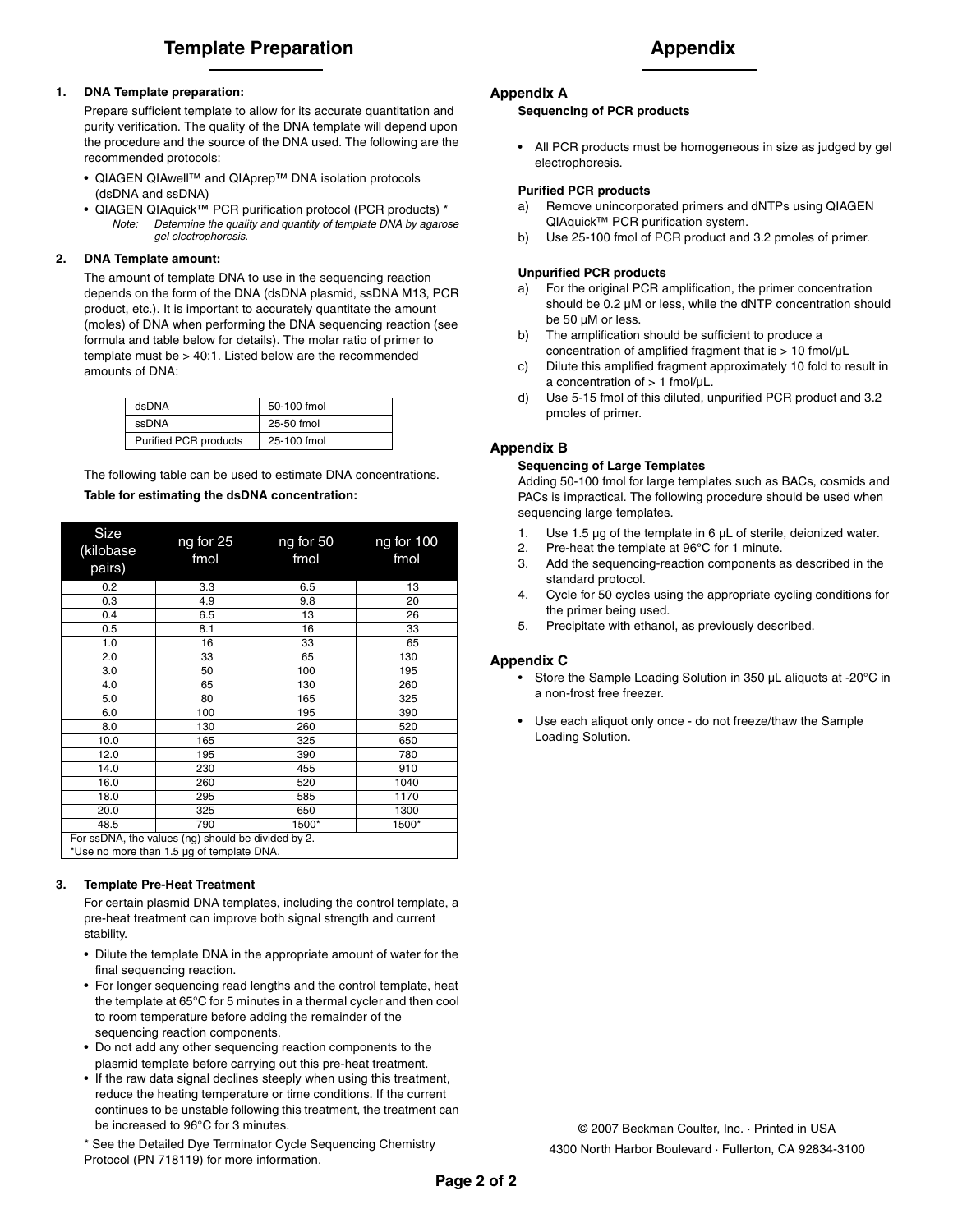# Template Preparation

1. **DNA Template preparation:**

   Prepare sufficient template to allow for its accurate quantitation and purity verification. The quality of the DNA template will depend upon the procedure and the source of the DNA used. The following are the recommended protocols:

   - QIAGEN QIAwell™ and QIAprep™ DNA isolation protocols (dsDNA and ssDNA)
   - QIAGEN QIAquick™ PCR purification protocol (PCR products) *

   *Note: Determine the quality and quantity of template DNA by agarose gel electrophoresis.*

2. **DNA Template amount:**

   The amount of template DNA to use in the sequencing reaction depends on the form of the DNA (dsDNA plasmid, ssDNA M13, PCR product, etc.). It is important to accurately quantitate the amount (moles) of DNA when performing the DNA sequencing reaction (see formula and table below for details). The molar ratio of primer to template must be ≥ 40:1. Listed below are the recommended amounts of DNA:

| | |
|---|---|
| dsDNA | 50-100 fmol |
| ssDNA | 25-50 fmol |
| Purified PCR products | 25-100 fmol |

The following table can be used to estimate DNA concentrations.

**Table for estimating the dsDNA concentration:**

| Size (kilobase pairs) | ng for 25 fmol | ng for 50 fmol | ng for 100 fmol |
|---|---|---|---|
| 0.2 | 3.3 | 6.5 | 13 |
| 0.3 | 4.9 | 9.8 | 20 |
| 0.4 | 6.5 | 13 | 26 |
| 0.5 | 8.1 | 16 | 33 |
| 1.0 | 16 | 33 | 65 |
| 2.0 | 33 | 65 | 130 |
| 3.0 | 50 | 100 | 195 |
| 4.0 | 65 | 130 | 260 |
| 5.0 | 80 | 165 | 325 |
| 6.0 | 100 | 195 | 390 |
| 8.0 | 130 | 260 | 520 |
| 10.0 | 165 | 325 | 650 |
| 12.0 | 195 | 390 | 780 |
| 14.0 | 230 | 455 | 910 |
| 16.0 | 260 | 520 | 1040 |
| 18.0 | 295 | 585 | 1170 |
| 20.0 | 325 | 650 | 1300 |
| 48.5 | 790 | 1500* | 1500* |

For ssDNA, the values (ng) should be divided by 2.
*Use no more than 1.5 µg of template DNA.

3. **Template Pre-Heat Treatment**

   For certain plasmid DNA templates, including the control template, a pre-heat treatment can improve both signal strength and current stability.

   - Dilute the template DNA in the appropriate amount of water for the final sequencing reaction.
   - For longer sequencing read lengths and the control template, heat the template at 65°C for 5 minutes in a thermal cycler and then cool to room temperature before adding the remainder of the sequencing reaction components.
   - Do not add any other sequencing reaction components to the plasmid template before carrying out this pre-heat treatment.
   - If the raw data signal declines steeply when using this treatment, reduce the heating temperature or time conditions. If the current continues to be unstable following this treatment, the treatment can be increased to 96°C for 3 minutes.

\* See the Detailed Dye Terminator Cycle Sequencing Chemistry Protocol (PN 718119) for more information.

# Appendix

## Appendix A

**Sequencing of PCR products**

- All PCR products must be homogeneous in size as judged by gel electrophoresis.

**Purified PCR products**

a) Remove unincorporated primers and dNTPs using QIAGEN QIAquick™ PCR purification system.
b) Use 25-100 fmol of PCR product and 3.2 pmoles of primer.

**Unpurified PCR products**

a) For the original PCR amplification, the primer concentration should be 0.2 µM or less, while the dNTP concentration should be 50 µM or less.
b) The amplification should be sufficient to produce a concentration of amplified fragment that is > 10 fmol/µL
c) Dilute this amplified fragment approximately 10 fold to result in a concentration of > 1 fmol/µL.
d) Use 5-15 fmol of this diluted, unpurified PCR product and 3.2 pmoles of primer.

## Appendix B

**Sequencing of Large Templates**

Adding 50-100 fmol for large templates such as BACs, cosmids and PACs is impractical. The following procedure should be used when sequencing large templates.

1. Use 1.5 µg of the template in 6 µL of sterile, deionized water.
2. Pre-heat the template at 96°C for 1 minute.
3. Add the sequencing-reaction components as described in the standard protocol.
4. Cycle for 50 cycles using the appropriate cycling conditions for the primer being used.
5. Precipitate with ethanol, as previously described.

## Appendix C

- Store the Sample Loading Solution in 350 µL aliquots at -20°C in a non-frost free freezer.
- Use each aliquot only once - do not freeze/thaw the Sample Loading Solution.

© 2007 Beckman Coulter, Inc. · Printed in USA
4300 North Harbor Boulevard · Fullerton, CA 92834-3100